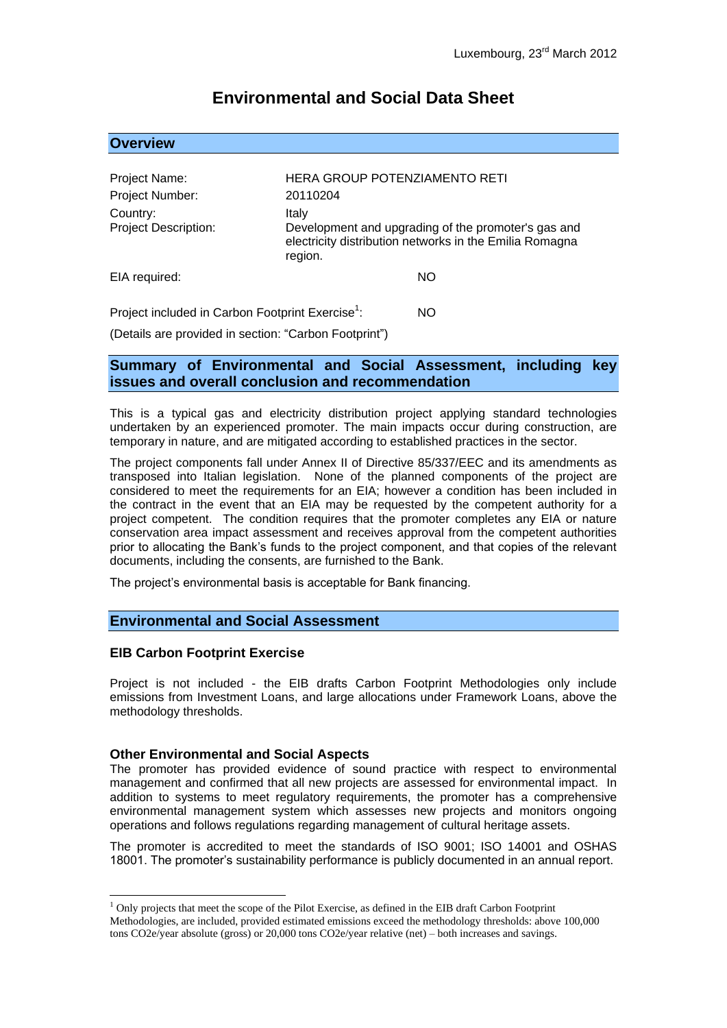Luxembourg, 23rd March 2012

# Environmental and Social Data Sheet

## Overview

| | |
|---|---|
| Project Name: | HERA GROUP POTENZIAMENTO RETI |
| Project Number: | 20110204 |
| Country: | Italy |
| Project Description: | Development and upgrading of the promoter's gas and electricity distribution networks in the Emilia Romagna region. |
| EIA required: | NO |
| Project included in Carbon Footprint Exercise[1]: | NO |

(Details are provided in section: "Carbon Footprint")

## Summary of Environmental and Social Assessment, including key issues and overall conclusion and recommendation

This is a typical gas and electricity distribution project applying standard technologies undertaken by an experienced promoter. The main impacts occur during construction, are temporary in nature, and are mitigated according to established practices in the sector.

The project components fall under Annex II of Directive 85/337/EEC and its amendments as transposed into Italian legislation. None of the planned components of the project are considered to meet the requirements for an EIA; however a condition has been included in the contract in the event that an EIA may be requested by the competent authority for a project competent. The condition requires that the promoter completes any EIA or nature conservation area impact assessment and receives approval from the competent authorities prior to allocating the Bank's funds to the project component, and that copies of the relevant documents, including the consents, are furnished to the Bank.

The project's environmental basis is acceptable for Bank financing.

## Environmental and Social Assessment

### EIB Carbon Footprint Exercise

Project is not included - the EIB drafts Carbon Footprint Methodologies only include emissions from Investment Loans, and large allocations under Framework Loans, above the methodology thresholds.

### Other Environmental and Social Aspects

The promoter has provided evidence of sound practice with respect to environmental management and confirmed that all new projects are assessed for environmental impact. In addition to systems to meet regulatory requirements, the promoter has a comprehensive environmental management system which assesses new projects and monitors ongoing operations and follows regulations regarding management of cultural heritage assets.

The promoter is accredited to meet the standards of ISO 9001; ISO 14001 and OSHAS 18001. The promoter's sustainability performance is publicly documented in an annual report.

---

[1] Only projects that meet the scope of the Pilot Exercise, as defined in the EIB draft Carbon Footprint Methodologies, are included, provided estimated emissions exceed the methodology thresholds: above 100,000 tons $CO_2e$/year absolute (gross) or 20,000 tons $CO_2e$/year relative (net) – both increases and savings.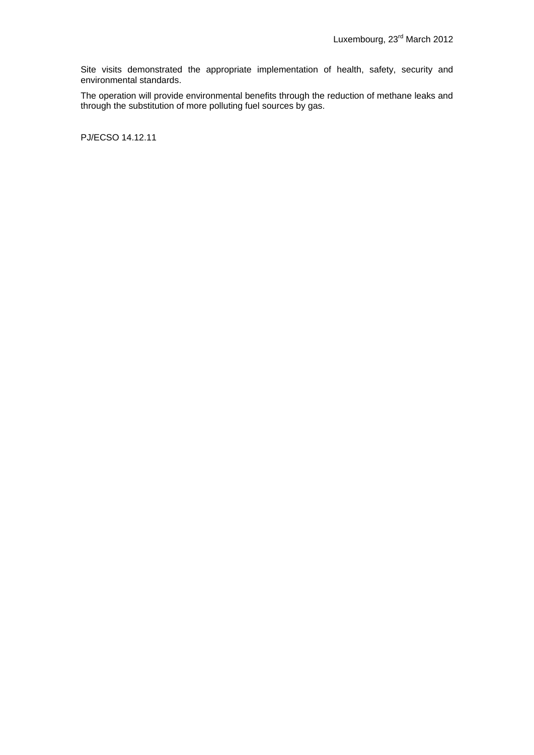Site visits demonstrated the appropriate implementation of health, safety, security and environmental standards.

The operation will provide environmental benefits through the reduction of methane leaks and through the substitution of more polluting fuel sources by gas.

PJ/ECSO 14.12.11